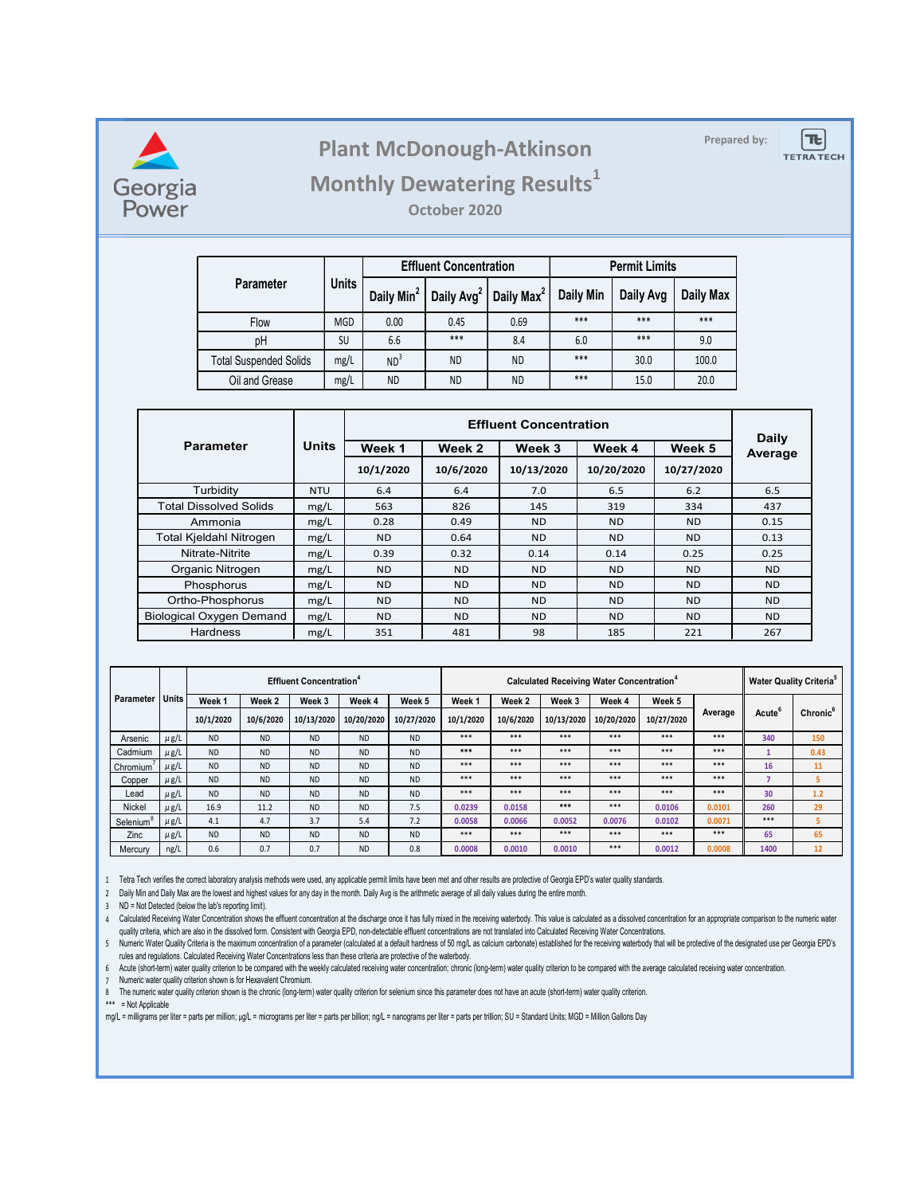Georgia Power

# Plant McDonough-Atkinson

## Monthly Dewatering Results[1]

### October 2020

Prepared by: TETRA TECH

| Parameter | Units | Effluent Concentration | | | Permit Limits | | |
|---|---|---|---|---|---|---|---|
| | | Daily Min[2] | Daily Avg[2] | Daily Max[2] | Daily Min | Daily Avg | Daily Max |
| Flow | MGD | 0.00 | 0.45 | 0.69 | *** | *** | *** |
| pH | SU | 6.6 | *** | 8.4 | 6.0 | *** | 9.0 |
| Total Suspended Solids | mg/L | ND[3] | ND | ND | *** | 30.0 | 100.0 |
| Oil and Grease | mg/L | ND | ND | ND | *** | 15.0 | 20.0 |

| Parameter | Units | Effluent Concentration | | | | | Daily Average |
|---|---|---|---|---|---|---|---|
| | | Week 1 | Week 2 | Week 3 | Week 4 | Week 5 | |
| | | 10/1/2020 | 10/6/2020 | 10/13/2020 | 10/20/2020 | 10/27/2020 | |
| Turbidity | NTU | 6.4 | 6.4 | 7.0 | 6.5 | 6.2 | 6.5 |
| Total Dissolved Solids | mg/L | 563 | 826 | 145 | 319 | 334 | 437 |
| Ammonia | mg/L | 0.28 | 0.49 | ND | ND | ND | 0.15 |
| Total Kjeldahl Nitrogen | mg/L | ND | 0.64 | ND | ND | ND | 0.13 |
| Nitrate-Nitrite | mg/L | 0.39 | 0.32 | 0.14 | 0.14 | 0.25 | 0.25 |
| Organic Nitrogen | mg/L | ND | ND | ND | ND | ND | ND |
| Phosphorus | mg/L | ND | ND | ND | ND | ND | ND |
| Ortho-Phosphorus | mg/L | ND | ND | ND | ND | ND | ND |
| Biological Oxygen Demand | mg/L | ND | ND | ND | ND | ND | ND |
| Hardness | mg/L | 351 | 481 | 98 | 185 | 221 | 267 |

| Parameter | Units | Effluent Concentration[4] | | | | | Calculated Receiving Water Concentration[4] | | | | | | Water Quality Criteria[5] | |
|---|---|---|---|---|---|---|---|---|---|---|---|---|---|---|
| | | Week 1 | Week 2 | Week 3 | Week 4 | Week 5 | Week 1 | Week 2 | Week 3 | Week 4 | Week 5 | Average | Acute[6] | Chronic[6] |
| | | 10/1/2020 | 10/6/2020 | 10/13/2020 | 10/20/2020 | 10/27/2020 | 10/1/2020 | 10/6/2020 | 10/13/2020 | 10/20/2020 | 10/27/2020 | | | |
| Arsenic | µg/L | ND | ND | ND | ND | ND | *** | *** | *** | *** | *** | *** | 340 | 150 |
| Cadmium | µg/L | ND | ND | ND | ND | ND | *** | *** | *** | *** | *** | *** | 1 | 0.43 |
| Chromium[7] | µg/L | ND | ND | ND | ND | ND | *** | *** | *** | *** | *** | *** | 16 | 11 |
| Copper | µg/L | ND | ND | ND | ND | ND | *** | *** | *** | *** | *** | *** | 7 | 5 |
| Lead | µg/L | ND | ND | ND | ND | ND | *** | *** | *** | *** | *** | *** | 30 | 1.2 |
| Nickel | µg/L | 16.9 | 11.2 | ND | ND | 7.5 | 0.0239 | 0.0158 | *** | *** | 0.0106 | 0.0101 | 260 | 29 |
| Selenium[8] | µg/L | 4.1 | 4.7 | 3.7 | 5.4 | 7.2 | 0.0058 | 0.0066 | 0.0052 | 0.0076 | 0.0102 | 0.0071 | *** | 5 |
| Zinc | µg/L | ND | ND | ND | ND | ND | *** | *** | *** | *** | *** | *** | 65 | 65 |
| Mercury | ng/L | 0.6 | 0.7 | 0.7 | ND | 0.8 | 0.0008 | 0.0010 | 0.0010 | *** | 0.0012 | 0.0008 | 1400 | 12 |

1 Tetra Tech verifies the correct laboratory analysis methods were used, any applicable permit limits have been met and other results are protective of Georgia EPD's water quality standards.

2 Daily Min and Daily Max are the lowest and highest values for any day in the month. Daily Avg is the arithmetic average of all daily values during the entire month.

3 ND = Not Detected (below the lab's reporting limit).

4 Calculated Receiving Water Concentration shows the effluent concentration at the discharge once it has fully mixed in the receiving waterbody. This value is calculated as a dissolved concentration for an appropriate comparison to the numeric water quality criteria, which are also in the dissolved form. Consistent with Georgia EPD, non-detectable effluent concentrations are not translated into Calculated Receiving Water Concentrations.

5 Numeric Water Quality Criteria is the maximum concentration of a parameter (calculated at a default hardness of 50 mg/L as calcium carbonate) established for the receiving waterbody that will be protective of the designated use per Georgia EPD's rules and regulations. Calculated Receiving Water Concentrations less than these criteria are protective of the waterbody.

6 Acute (short-term) water quality criterion to be compared with the weekly calculated receiving water concentration; chronic (long-term) water quality criterion to be compared with the average calculated receiving water concentration.

7 Numeric water quality criterion shown is for Hexavalent Chromium.

8 The numeric water quality criterion shown is the chronic (long-term) water quality criterion for selenium since this parameter does not have an acute (short-term) water quality criterion.

*** = Not Applicable

mg/L = milligrams per liter = parts per million; µg/L = micrograms per liter = parts per billion; ng/L = nanograms per liter = parts per trillion; SU = Standard Units; MGD = Million Gallons Day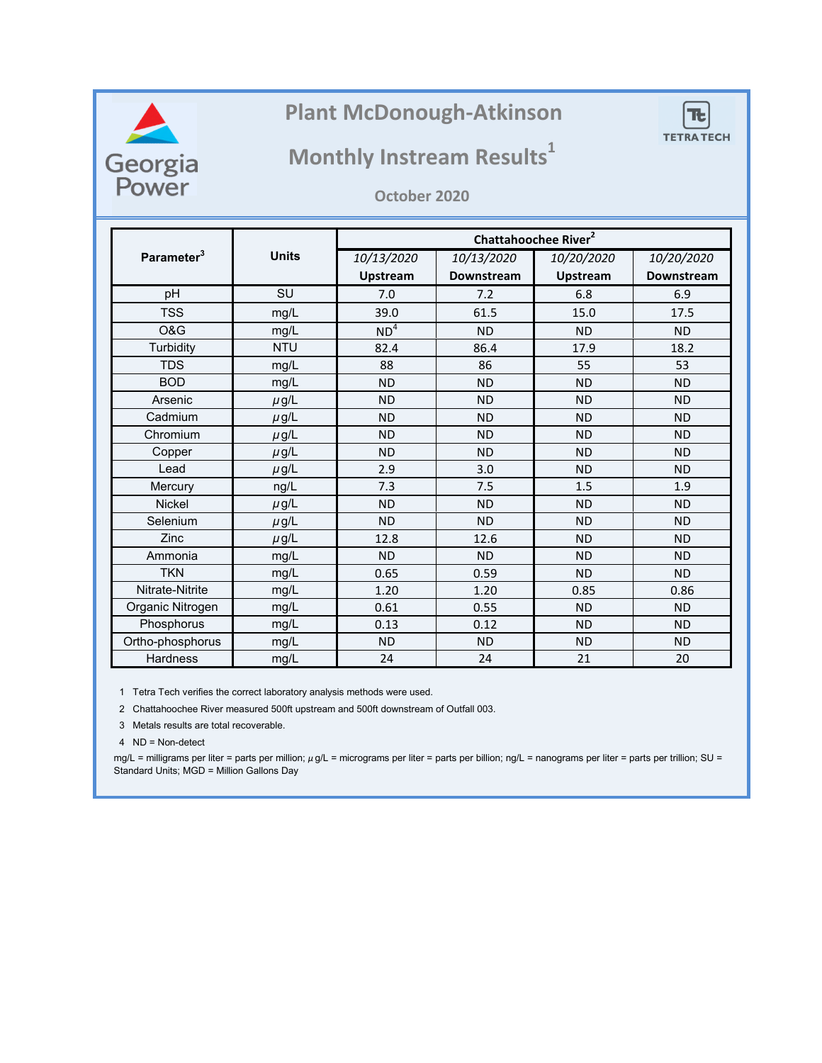# Plant McDonough-Atkinson

## Monthly Instream Results[1]

### October 2020

| Parameter[3] | Units | Chattahoochee River[2] | | | |
|---|---|---|---|---|---|
| | | *10/13/2020* Upstream | *10/13/2020* Downstream | *10/20/2020* Upstream | *10/20/2020* Downstream |
| pH | SU | 7.0 | 7.2 | 6.8 | 6.9 |
| TSS | mg/L | 39.0 | 61.5 | 15.0 | 17.5 |
| O&G | mg/L | ND[4] | ND | ND | ND |
| Turbidity | NTU | 82.4 | 86.4 | 17.9 | 18.2 |
| TDS | mg/L | 88 | 86 | 55 | 53 |
| BOD | mg/L | ND | ND | ND | ND |
| Arsenic | $\mu$g/L | ND | ND | ND | ND |
| Cadmium | $\mu$g/L | ND | ND | ND | ND |
| Chromium | $\mu$g/L | ND | ND | ND | ND |
| Copper | $\mu$g/L | ND | ND | ND | ND |
| Lead | $\mu$g/L | 2.9 | 3.0 | ND | ND |
| Mercury | ng/L | 7.3 | 7.5 | 1.5 | 1.9 |
| Nickel | $\mu$g/L | ND | ND | ND | ND |
| Selenium | $\mu$g/L | ND | ND | ND | ND |
| Zinc | $\mu$g/L | 12.8 | 12.6 | ND | ND |
| Ammonia | mg/L | ND | ND | ND | ND |
| TKN | mg/L | 0.65 | 0.59 | ND | ND |
| Nitrate-Nitrite | mg/L | 1.20 | 1.20 | 0.85 | 0.86 |
| Organic Nitrogen | mg/L | 0.61 | 0.55 | ND | ND |
| Phosphorus | mg/L | 0.13 | 0.12 | ND | ND |
| Ortho-phosphorus | mg/L | ND | ND | ND | ND |
| Hardness | mg/L | 24 | 24 | 21 | 20 |

1 Tetra Tech verifies the correct laboratory analysis methods were used.

2 Chattahoochee River measured 500ft upstream and 500ft downstream of Outfall 003.

3 Metals results are total recoverable.

4 ND = Non-detect

mg/L = milligrams per liter = parts per million; $\mu$g/L = micrograms per liter = parts per billion; ng/L = nanograms per liter = parts per trillion; SU = Standard Units; MGD = Million Gallons Day